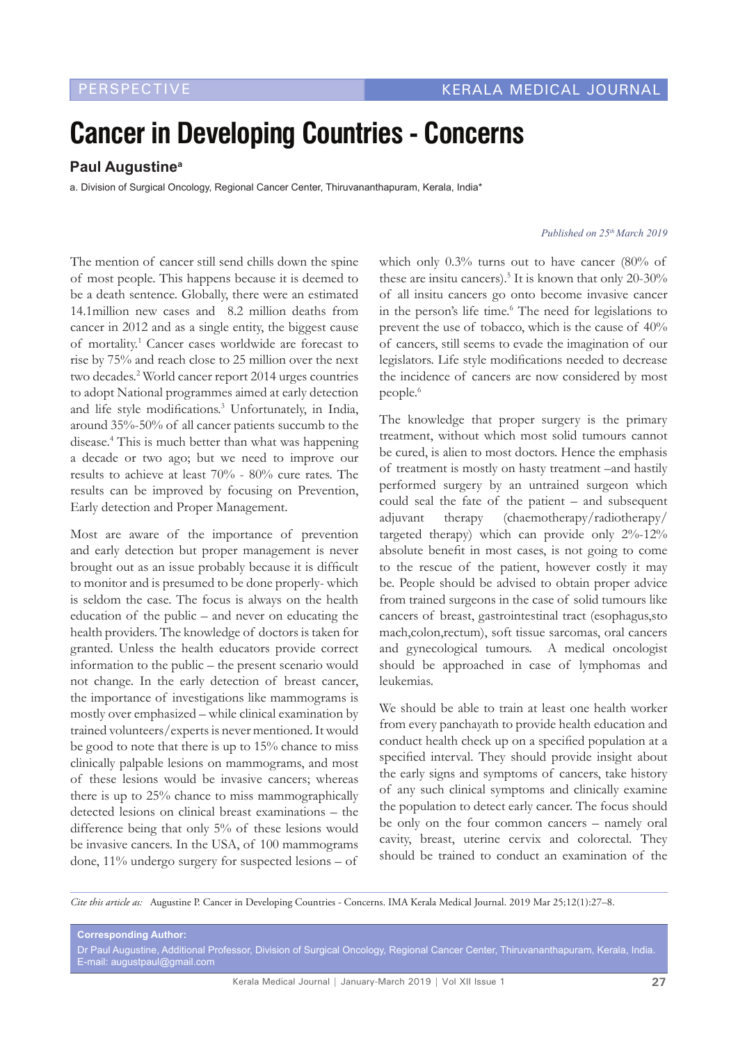PERSPECTIVE

# Cancer in Developing Countries - Concerns

**Paul Augustine**[a]

a. Division of Surgical Oncology, Regional Cancer Center, Thiruvananthapuram, Kerala, India*

*Published on 25th March 2019*

The mention of cancer still send chills down the spine of most people. This happens because it is deemed to be a death sentence. Globally, there were an estimated 14.1million new cases and 8.2 million deaths from cancer in 2012 and as a single entity, the biggest cause of mortality.[1] Cancer cases worldwide are forecast to rise by 75% and reach close to 25 million over the next two decades.[2] World cancer report 2014 urges countries to adopt National programmes aimed at early detection and life style modifications.[3] Unfortunately, in India, around 35%-50% of all cancer patients succumb to the disease.[4] This is much better than what was happening a decade or two ago; but we need to improve our results to achieve at least 70% - 80% cure rates. The results can be improved by focusing on Prevention, Early detection and Proper Management.

Most are aware of the importance of prevention and early detection but proper management is never brought out as an issue probably because it is difficult to monitor and is presumed to be done properly- which is seldom the case. The focus is always on the health education of the public – and never on educating the health providers. The knowledge of doctors is taken for granted. Unless the health educators provide correct information to the public – the present scenario would not change. In the early detection of breast cancer, the importance of investigations like mammograms is mostly over emphasized – while clinical examination by trained volunteers/experts is never mentioned. It would be good to note that there is up to 15% chance to miss clinically palpable lesions on mammograms, and most of these lesions would be invasive cancers; whereas there is up to 25% chance to miss mammographically detected lesions on clinical breast examinations – the difference being that only 5% of these lesions would be invasive cancers. In the USA, of 100 mammograms done, 11% undergo surgery for suspected lesions – of which only 0.3% turns out to have cancer (80% of these insitu cancers).[5] It is known that only 20-30% of all insitu cancers go onto become invasive cancer in the person's life time.[6] The need for legislations to prevent the use of tobacco, which is the cause of 40% of cancers, still seems to evade the imagination of our legislators. Life style modifications needed to decrease the incidence of cancers are now considered by most people.[6]

The knowledge that proper surgery is the primary treatment, without which most solid tumours cannot be cured, is alien to most doctors. Hence the emphasis of treatment is mostly on hasty treatment –and hastily performed surgery by an untrained surgeon which could seal the fate of the patient – and subsequent adjuvant therapy (chaemotherapy/radiotherapy/targeted therapy) which can provide only 2%-12% absolute benefit in most cases, is not going to come to the rescue of the patient, however costly it may be. People should be advised to obtain proper advice from trained surgeons in the case of solid tumours like cancers of breast, gastrointestinal tract (esophagus,stomach,colon,rectum), soft tissue sarcomas, oral cancers and gynecological tumours. A medical oncologist should be approached in case of lymphomas and leukemias.

We should be able to train at least one health worker from every panchayath to provide health education and conduct health check up on a specified population at a specified interval. They should provide insight about the early signs and symptoms of cancers, take history of any such clinical symptoms and clinically examine the population to detect early cancer. The focus should be only on the four common cancers – namely oral cavity, breast, uterine cervix and colorectal. They should be trained to conduct an examination of the

*Cite this article as:* Augustine P. Cancer in Developing Countries - Concerns. IMA Kerala Medical Journal. 2019 Mar 25;12(1):27–8.

**Corresponding Author:**
Dr Paul Augustine, Additional Professor, Division of Surgical Oncology, Regional Cancer Center, Thiruvananthapuram, Kerala, India.
E-mail: augustpaul@gmail.com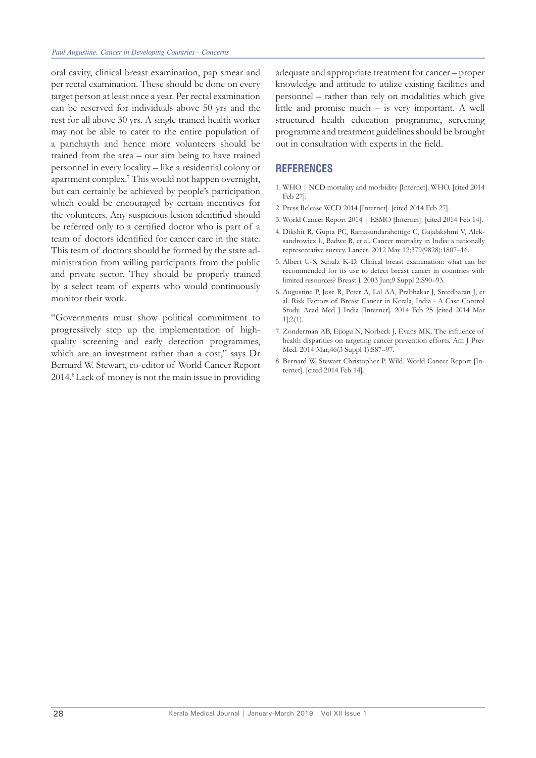oral cavity, clinical breast examination, pap smear and per rectal examination. These should be done on every target person at least once a year. Per rectal examination can be reserved for individuals above 50 yrs and the rest for all above 30 yrs. A single trained health worker may not be able to cater to the entire population of a panchayth and hence more volunteers should be trained from the area – our aim being to have trained personnel in every locality – like a residential colony or apartment complex.[7] This would not happen overnight, but can certainly be achieved by people's participation which could be encouraged by certain incentives for the volunteers. Any suspicious lesion identified should be referred only to a certified doctor who is part of a team of doctors identified for cancer care in the state. This team of doctors should be formed by the state administration from willing participants from the public and private sector. They should be properly trained by a select team of experts who would continuously monitor their work.

"Governments must show political commitment to progressively step up the implementation of high-quality screening and early detection programmes, which are an investment rather than a cost," says Dr Bernard W. Stewart, co-editor of World Cancer Report 2014.[8] Lack of money is not the main issue in providing adequate and appropriate treatment for cancer – proper knowledge and attitude to utilize existing facilities and personnel – rather than rely on modalities which give little and promise much – is very important. A well structured health education programme, screening programme and treatment guidelines should be brought out in consultation with experts in the field.

## REFERENCES

1. WHO | NCD mortality and morbidity [Internet]. WHO. [cited 2014 Feb 27].
2. Press Release WCD 2014 [Internet]. [cited 2014 Feb 27].
3. World Cancer Report 2014 | ESMO [Internet]. [cited 2014 Feb 14].
4. Dikshit R, Gupta PC, Ramasundarahettige C, Gajalakshmi V, Aleksandrowicz L, Badwe R, et al. Cancer mortality in India: a nationally representative survey. Lancet. 2012 May 12;379(9828):1807–16.
5. Albert U-S, Schulz K-D. Clinical breast examination: what can be recommended for its use to detect breast cancer in countries with limited resources? Breast J. 2003 Jun;9 Suppl 2:S90–93.
6. Augustine P, Jose R, Peter A, Lal AA, Prabhakar J, Sreedharan J, et al. Risk Factors of Breast Cancer in Kerala, India - A Case Control Study. Acad Med J India [Internet]. 2014 Feb 25 [cited 2014 Mar 1];2(1).
7. Zonderman AB, Ejiogu N, Norbeck J, Evans MK. The influence of health disparities on targeting cancer prevention efforts. Am J Prev Med. 2014 Mar;46(3 Suppl 1):S87–97.
8. Bernard W. Stewart Christopher P. Wild. World Cancer Report [Internet]. [cited 2014 Feb 14].